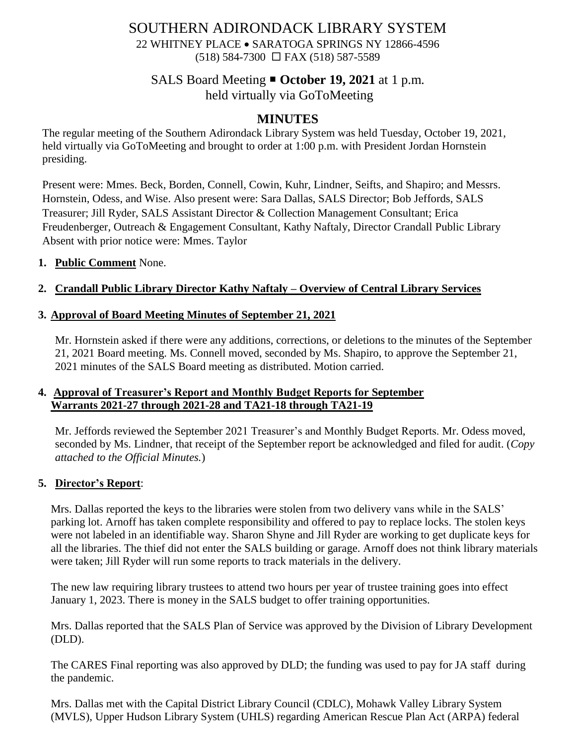# SOUTHERN ADIRONDACK LIBRARY SYSTEM

22 WHITNEY PLACE • SARATOGA SPRINGS NY 12866-4596
(518) 584-7300 ☐ FAX (518) 587-5589

## SALS Board Meeting ▪ **October 19, 2021** at 1 p.m.
## held virtually via GoToMeeting

## **MINUTES**

The regular meeting of the Southern Adirondack Library System was held Tuesday, October 19, 2021, held virtually via GoToMeeting and brought to order at 1:00 p.m. with President Jordan Hornstein presiding.

Present were: Mmes. Beck, Borden, Connell, Cowin, Kuhr, Lindner, Seifts, and Shapiro; and Messrs. Hornstein, Odess, and Wise. Also present were: Sara Dallas, SALS Director; Bob Jeffords, SALS Treasurer; Jill Ryder, SALS Assistant Director & Collection Management Consultant; Erica Freudenberger, Outreach & Engagement Consultant, Kathy Naftaly, Director Crandall Public Library
Absent with prior notice were: Mmes. Taylor

1. **Public Comment** None.

2. **Crandall Public Library Director Kathy Naftaly – Overview of Central Library Services**

3. **Approval of Board Meeting Minutes of September 21, 2021**

   Mr. Hornstein asked if there were any additions, corrections, or deletions to the minutes of the September 21, 2021 Board meeting. Ms. Connell moved, seconded by Ms. Shapiro, to approve the September 21, 2021 minutes of the SALS Board meeting as distributed. Motion carried.

4. **Approval of Treasurer's Report and Monthly Budget Reports for September Warrants 2021-27 through 2021-28 and TA21-18 through TA21-19**

   Mr. Jeffords reviewed the September 2021 Treasurer's and Monthly Budget Reports. Mr. Odess moved, seconded by Ms. Lindner, that receipt of the September report be acknowledged and filed for audit. (*Copy attached to the Official Minutes.*)

5. **Director's Report**:

   Mrs. Dallas reported the keys to the libraries were stolen from two delivery vans while in the SALS' parking lot. Arnoff has taken complete responsibility and offered to pay to replace locks. The stolen keys were not labeled in an identifiable way. Sharon Shyne and Jill Ryder are working to get duplicate keys for all the libraries. The thief did not enter the SALS building or garage. Arnoff does not think library materials were taken; Jill Ryder will run some reports to track materials in the delivery.

   The new law requiring library trustees to attend two hours per year of trustee training goes into effect January 1, 2023. There is money in the SALS budget to offer training opportunities.

   Mrs. Dallas reported that the SALS Plan of Service was approved by the Division of Library Development (DLD).

   The CARES Final reporting was also approved by DLD; the funding was used to pay for JA staff during the pandemic.

   Mrs. Dallas met with the Capital District Library Council (CDLC), Mohawk Valley Library System (MVLS), Upper Hudson Library System (UHLS) regarding American Rescue Plan Act (ARPA) federal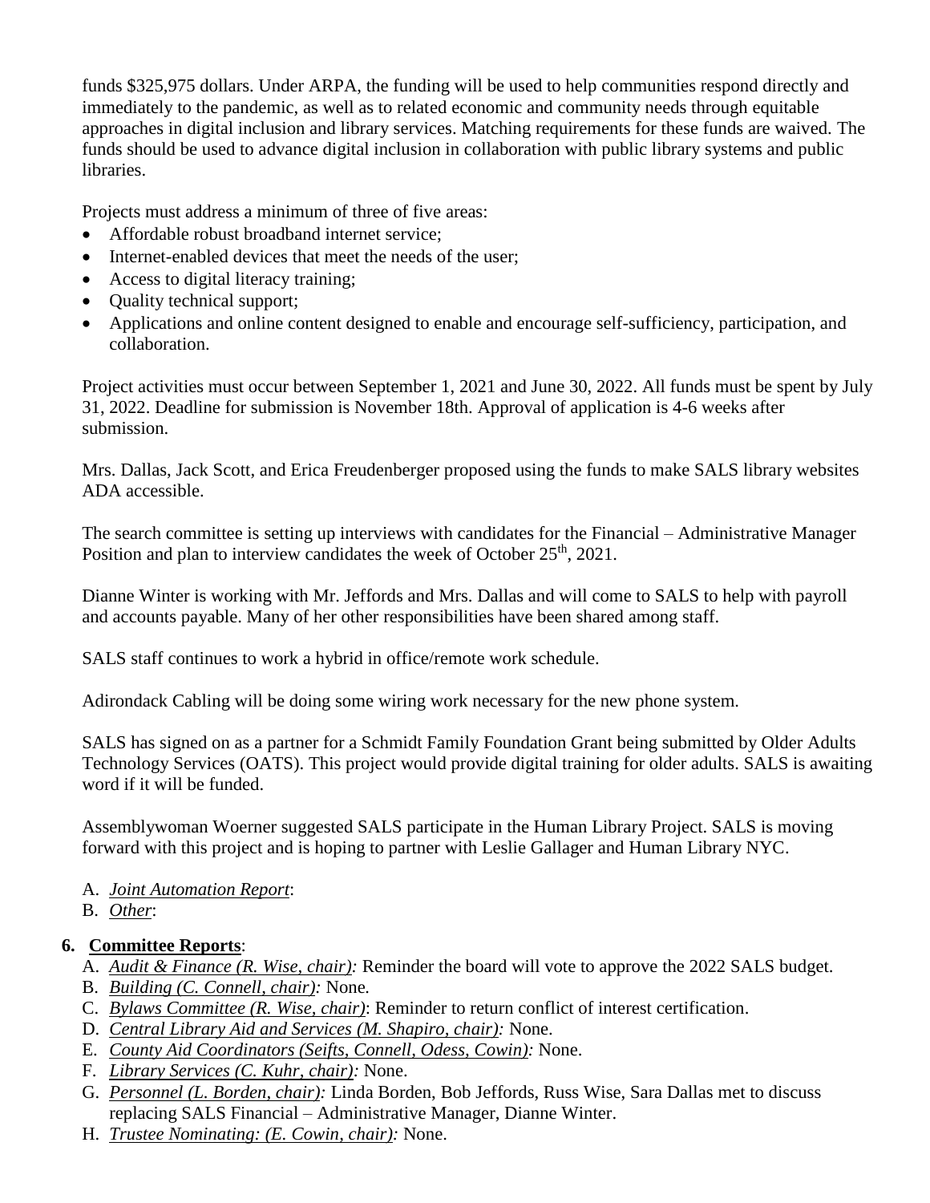funds $325,975 dollars. Under ARPA, the funding will be used to help communities respond directly and immediately to the pandemic, as well as to related economic and community needs through equitable approaches in digital inclusion and library services. Matching requirements for these funds are waived. The funds should be used to advance digital inclusion in collaboration with public library systems and public libraries.

Projects must address a minimum of three of five areas:

- Affordable robust broadband internet service;
- Internet-enabled devices that meet the needs of the user;
- Access to digital literacy training;
- Quality technical support;
- Applications and online content designed to enable and encourage self-sufficiency, participation, and collaboration.

Project activities must occur between September 1, 2021 and June 30, 2022. All funds must be spent by July 31, 2022. Deadline for submission is November 18th. Approval of application is 4-6 weeks after submission.

Mrs. Dallas, Jack Scott, and Erica Freudenberger proposed using the funds to make SALS library websites ADA accessible.

The search committee is setting up interviews with candidates for the Financial – Administrative Manager Position and plan to interview candidates the week of October 25th, 2021.

Dianne Winter is working with Mr. Jeffords and Mrs. Dallas and will come to SALS to help with payroll and accounts payable. Many of her other responsibilities have been shared among staff.

SALS staff continues to work a hybrid in office/remote work schedule.

Adirondack Cabling will be doing some wiring work necessary for the new phone system.

SALS has signed on as a partner for a Schmidt Family Foundation Grant being submitted by Older Adults Technology Services (OATS). This project would provide digital training for older adults. SALS is awaiting word if it will be funded.

Assemblywoman Woerner suggested SALS participate in the Human Library Project. SALS is moving forward with this project and is hoping to partner with Leslie Gallager and Human Library NYC.

A. *Joint Automation Report*:
B. *Other*:

**6. Committee Reports**:

A. *Audit & Finance (R. Wise, chair):* Reminder the board will vote to approve the 2022 SALS budget.
B. *Building (C. Connell, chair):* None.
C. *Bylaws Committee (R. Wise, chair)*: Reminder to return conflict of interest certification.
D. *Central Library Aid and Services (M. Shapiro, chair):* None.
E. *County Aid Coordinators (Seifts, Connell, Odess, Cowin):* None.
F. *Library Services (C. Kuhr, chair):* None.
G. *Personnel (L. Borden, chair):* Linda Borden, Bob Jeffords, Russ Wise, Sara Dallas met to discuss replacing SALS Financial – Administrative Manager, Dianne Winter.
H. *Trustee Nominating: (E. Cowin, chair):* None.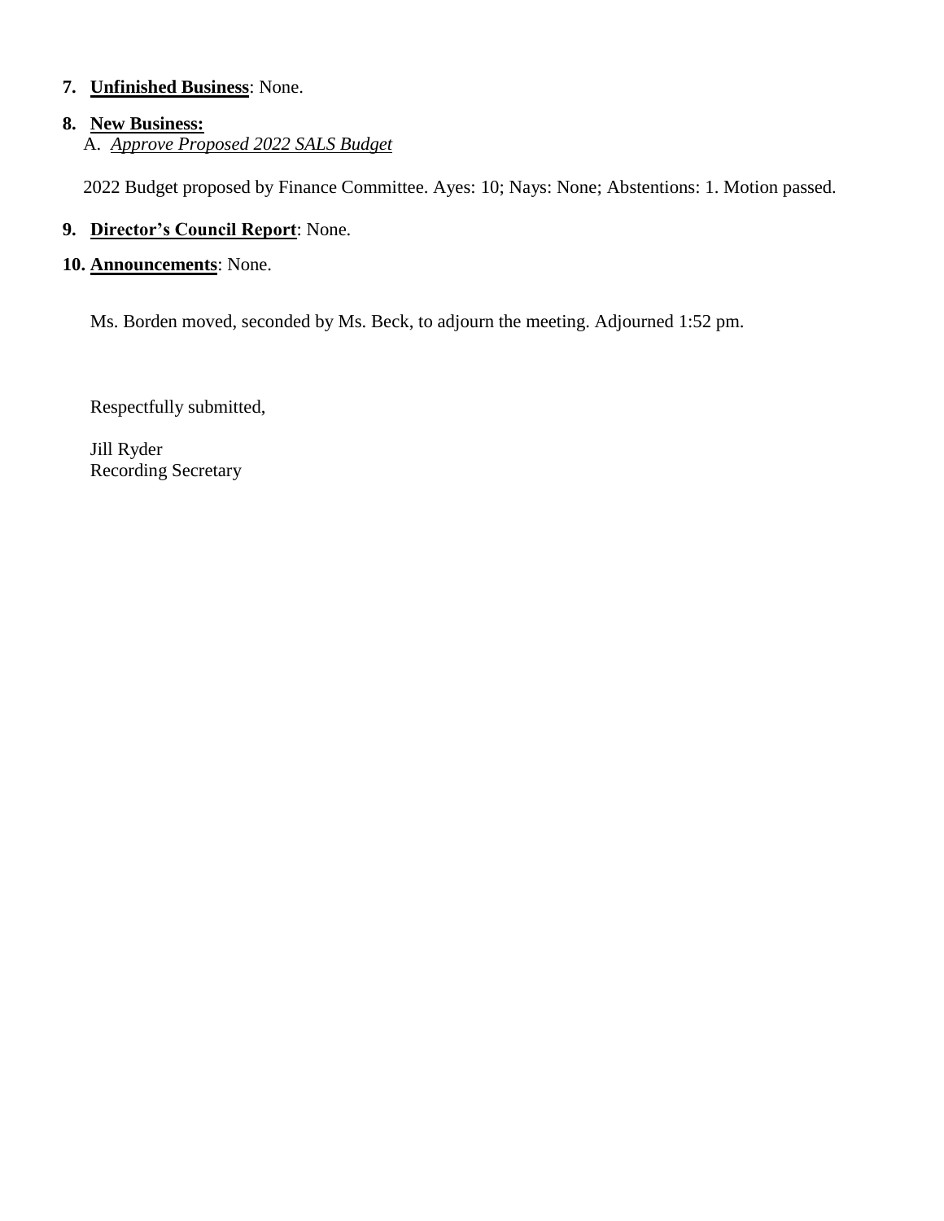7. **<u>Unfinished Business</u>**: None.

8. **<u>New Business:</u>**

   A. *<u>Approve Proposed 2022 SALS Budget</u>*

   2022 Budget proposed by Finance Committee. Ayes: 10; Nays: None; Abstentions: 1. Motion passed.

9. **<u>Director's Council Report</u>**: None.

10. **<u>Announcements</u>**: None.

Ms. Borden moved, seconded by Ms. Beck, to adjourn the meeting. Adjourned 1:52 pm.

Respectfully submitted,

Jill Ryder
Recording Secretary